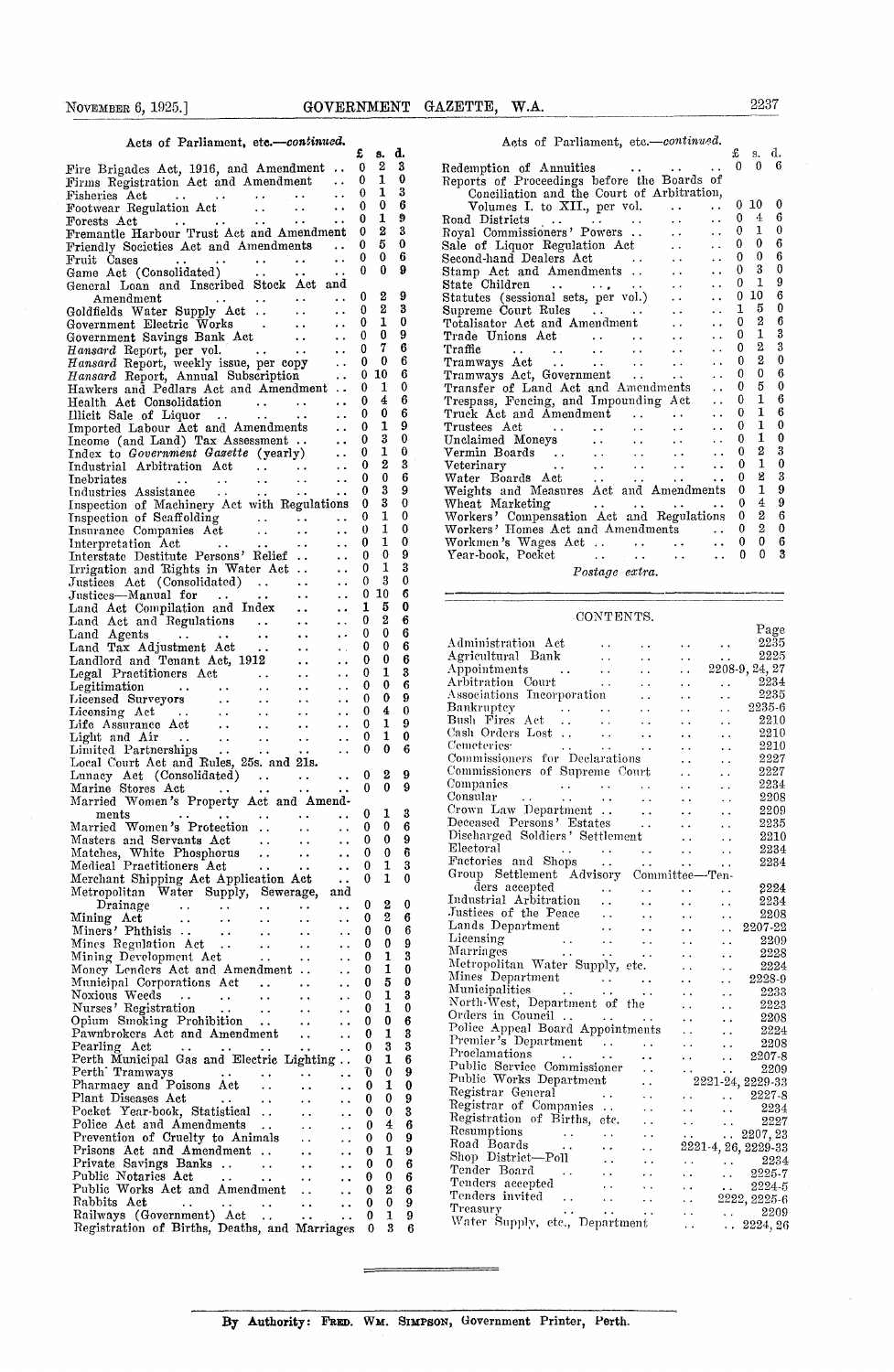Acts of Parliament, etc.—*continued.*

| | £ | s. | d. |
|---|---|---|---|
| Fire Brigades Act, 1916, and Amendment | 0 | 2 | 3 |
| Firms Registration Act and Amendment | 0 | 1 | 0 |
| Fisheries Act | 0 | 1 | 3 |
| Footwear Regulation Act | 0 | 0 | 6 |
| Forests Act | 0 | 1 | 9 |
| Fremantle Harbour Trust Act and Amendment | 0 | 2 | 3 |
| Friendly Societies Act and Amendments | 0 | 5 | 0 |
| Fruit Cases | 0 | 0 | 6 |
| Game Act (Consolidated) | 0 | 0 | 9 |
| General Loan and Inscribed Stock Act and Amendment | 0 | 2 | 9 |
| Goldfields Water Supply Act | 0 | 2 | 3 |
| Government Electric Works | 0 | 1 | 0 |
| Government Savings Bank Act | 0 | 0 | 9 |
| *Hansard* Report, per vol. | 0 | 7 | 6 |
| *Hansard* Report, weekly issue, per copy | 0 | 0 | 6 |
| *Hansard* Report, Annual Subscription | 0 | 10 | 6 |
| Hawkers and Pedlars Act and Amendment | 0 | 1 | 0 |
| Health Act Consolidation | 0 | 4 | 6 |
| Illicit Sale of Liquor | 0 | 0 | 6 |
| Imported Labour Act and Amendments | 0 | 1 | 9 |
| Income (and Land) Tax Assessment | 0 | 3 | 0 |
| Index to *Government Gazette* (yearly) | 0 | 1 | 0 |
| Industrial Arbitration Act | 0 | 2 | 3 |
| Inebriates | 0 | 0 | 6 |
| Industries Assistance | 0 | 3 | 9 |
| Inspection of Machinery Act with Regulations | 0 | 3 | 0 |
| Inspection of Scaffolding | 0 | 1 | 0 |
| Insurance Companies Act | 0 | 1 | 0 |
| Interpretation Act | 0 | 1 | 0 |
| Interstate Destitute Persons' Relief | 0 | 0 | 9 |
| Irrigation and Rights in Water Act | 0 | 1 | 3 |
| Justices Act (Consolidated) | 0 | 3 | 0 |
| Justices—Manual for | 0 | 10 | 6 |
| Land Act Compilation and Index | 1 | 5 | 0 |
| Land Act and Regulations | 0 | 2 | 6 |
| Land Agents | 0 | 0 | 6 |
| Land Tax Adjustment Act | 0 | 0 | 6 |
| Landlord and Tenant Act, 1912 | 0 | 0 | 6 |
| Legal Practitioners Act | 0 | 1 | 3 |
| Legitimation | 0 | 0 | 6 |
| Licensed Surveyors | 0 | 0 | 9 |
| Licensing Act | 0 | 4 | 0 |
| Life Assurance Act | 0 | 1 | 9 |
| Light and Air | 0 | 1 | 0 |
| Limited Partnerships | 0 | 0 | 6 |
| Local Court Act and Rules, 25s. and 21s. | | | |
| Lunacy Act (Consolidated) | 0 | 2 | 9 |
| Marine Stores Act | 0 | 0 | 9 |
| Married Women's Property Act and Amendments | 0 | 1 | 3 |
| Married Women's Protection | 0 | 0 | 6 |
| Masters and Servants Act | 0 | 0 | 9 |
| Matches, White Phosphorus | 0 | 0 | 6 |
| Medical Practitioners Act | 0 | 1 | 3 |
| Merchant Shipping Act Application Act | 0 | 1 | 0 |
| Metropolitan Water Supply, Sewerage, and Drainage | 0 | 2 | 0 |
| Mining Act | 0 | 2 | 6 |
| Miners' Phthisis | 0 | 0 | 6 |
| Mines Regulation Act | 0 | 0 | 9 |
| Mining Development Act | 0 | 1 | 3 |
| Money Lenders Act and Amendment | 0 | 1 | 0 |
| Municipal Corporations Act | 0 | 5 | 0 |
| Noxious Weeds | 0 | 1 | 3 |
| Nurses' Registration | 0 | 1 | 0 |
| Opium Smoking Prohibition | 0 | 0 | 6 |
| Pawnbrokers Act and Amendment | 0 | 1 | 3 |
| Pearling Act | 0 | 3 | 3 |
| Perth Municipal Gas and Electric Lighting | 0 | 1 | 6 |
| Perth Tramways | 0 | 0 | 9 |
| Pharmacy and Poisons Act | 0 | 1 | 0 |
| Plant Diseases Act | 0 | 0 | 9 |
| Pocket Year-book, Statistical | 0 | 0 | 3 |
| Police Act and Amendments | 0 | 4 | 6 |
| Prevention of Cruelty to Animals | 0 | 0 | 9 |
| Prisons Act and Amendment | 0 | 1 | 9 |
| Private Savings Banks | 0 | 0 | 6 |
| Public Notaries Act | 0 | 0 | 6 |
| Public Works Act and Amendment | 0 | 2 | 6 |
| Rabbits Act | 0 | 0 | 9 |
| Railways (Government) Act | 0 | 1 | 9 |
| Registration of Births, Deaths, and Marriages | 0 | 3 | 6 |
| Redemption of Annuities | 0 | 0 | 6 |
| Reports of Proceedings before the Boards of Conciliation and the Court of Arbitration, Volumes I. to XII., per vol. | 0 | 10 | 0 |
| Road Districts | 0 | 4 | 6 |
| Royal Commissioners' Powers | 0 | 1 | 0 |
| Sale of Liquor Regulation Act | 0 | 0 | 6 |
| Second-hand Dealers Act | 0 | 0 | 6 |
| Stamp Act and Amendments | 0 | 3 | 0 |
| State Children | 0 | 1 | 9 |
| Statutes (sessional sets, per vol.) | 0 | 10 | 6 |
| Supreme Court Rules | 1 | 5 | 0 |
| Totalisator Act and Amendment | 0 | 2 | 6 |
| Trade Unions Act | 0 | 1 | 3 |
| Traffic | 0 | 2 | 3 |
| Tramways Act | 0 | 2 | 0 |
| Tramways Act, Government | 0 | 0 | 6 |
| Transfer of Land Act and Amendments | 0 | 5 | 0 |
| Trespass, Fencing, and Impounding Act | 0 | 1 | 6 |
| Truck Act and Amendment | 0 | 1 | 6 |
| Trustees Act | 0 | 1 | 0 |
| Unclaimed Moneys | 0 | 1 | 0 |
| Vermin Boards | 0 | 2 | 3 |
| Veterinary | 0 | 1 | 0 |
| Water Boards Act | 0 | 2 | 3 |
| Weights and Measures Act and Amendments | 0 | 1 | 9 |
| Wheat Marketing | 0 | 4 | 9 |
| Workers' Compensation Act and Regulations | 0 | 2 | 6 |
| Workers' Homes Act and Amendments | 0 | 2 | 0 |
| Workmen's Wages Act | 0 | 0 | 6 |
| Year-book, Pocket | 0 | 0 | 3 |

*Postage extra.*

## CONTENTS.

| | Page |
|---|---|
| Administration Act | 2235 |
| Agricultural Bank | 2225 |
| Appointments | 2208-9, 24, 27 |
| Arbitration Court | 2234 |
| Associations Incorporation | 2235 |
| Bankruptcy | 2235-6 |
| Bush Fires Act | 2210 |
| Cash Orders Lost | 2210 |
| Cemeteries | 2210 |
| Commissioners for Declarations | 2227 |
| Commissioners of Supreme Court | 2227 |
| Companies | 2234 |
| Consular | 2208 |
| Crown Law Department | 2209 |
| Deceased Persons' Estates | 2235 |
| Discharged Soldiers' Settlement | 2210 |
| Electoral | 2234 |
| Factories and Shops | 2234 |
| Group Settlement Advisory Committee—Tenders accepted | 2224 |
| Industrial Arbitration | 2234 |
| Justices of the Peace | 2208 |
| Lands Department | 2207-22 |
| Licensing | 2209 |
| Marriages | 2228 |
| Metropolitan Water Supply, etc. | 2224 |
| Mines Department | 2228-9 |
| Municipalities | 2233 |
| North-West, Department of the | 2223 |
| Orders in Council | 2208 |
| Police Appeal Board Appointments | 2224 |
| Premier's Department | 2208 |
| Proclamations | 2207-8 |
| Public Service Commissioner | 2209 |
| Public Works Department | 2221-24, 2229-33 |
| Registrar General | 2227-8 |
| Registrar of Companies | 2234 |
| Registration of Births, etc. | 2227 |
| Resumptions | 2207, 23 |
| Road Boards | 2221-4, 26, 2229-33 |
| Shop District—Poll | 2234 |
| Tender Board | 2225-7 |
| Tenders accepted | 2224-5 |
| Tenders invited | 2222, 2225-6 |
| Treasury | 2209 |
| Water Supply, etc., Department | 2224, 26 |

By Authority: FRED. WM. SIMPSON, Government Printer, Perth.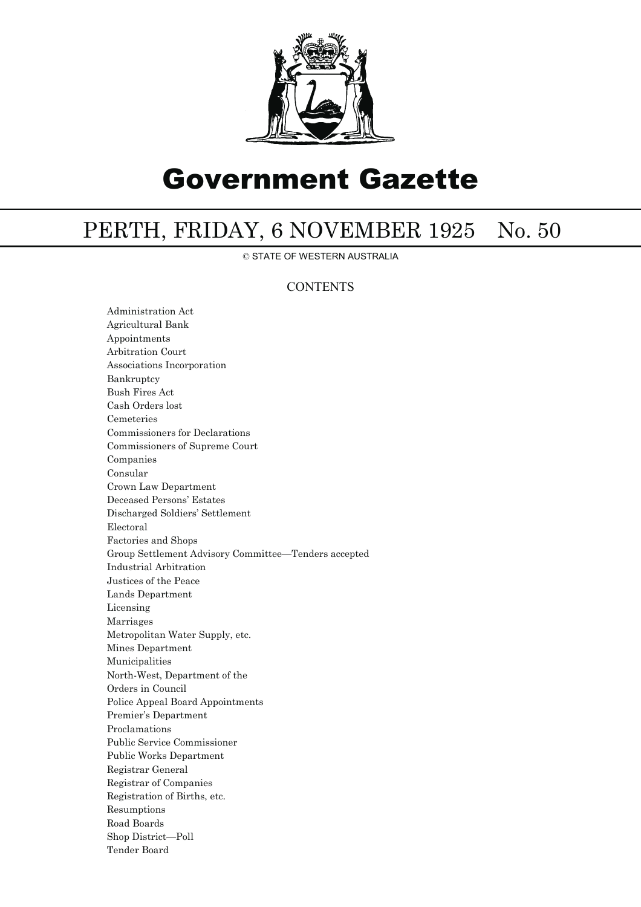# Government Gazette

## PERTH, FRIDAY, 6 NOVEMBER 1925 No. 50

© STATE OF WESTERN AUSTRALIA

### CONTENTS

Administration Act
Agricultural Bank
Appointments
Arbitration Court
Associations Incorporation
Bankruptcy
Bush Fires Act
Cash Orders lost
Cemeteries
Commissioners for Declarations
Commissioners of Supreme Court
Companies
Consular
Crown Law Department
Deceased Persons' Estates
Discharged Soldiers' Settlement
Electoral
Factories and Shops
Group Settlement Advisory Committee—Tenders accepted
Industrial Arbitration
Justices of the Peace
Lands Department
Licensing
Marriages
Metropolitan Water Supply, etc.
Mines Department
Municipalities
North-West, Department of the
Orders in Council
Police Appeal Board Appointments
Premier's Department
Proclamations
Public Service Commissioner
Public Works Department
Registrar General
Registrar of Companies
Registration of Births, etc.
Resumptions
Road Boards
Shop District—Poll
Tender Board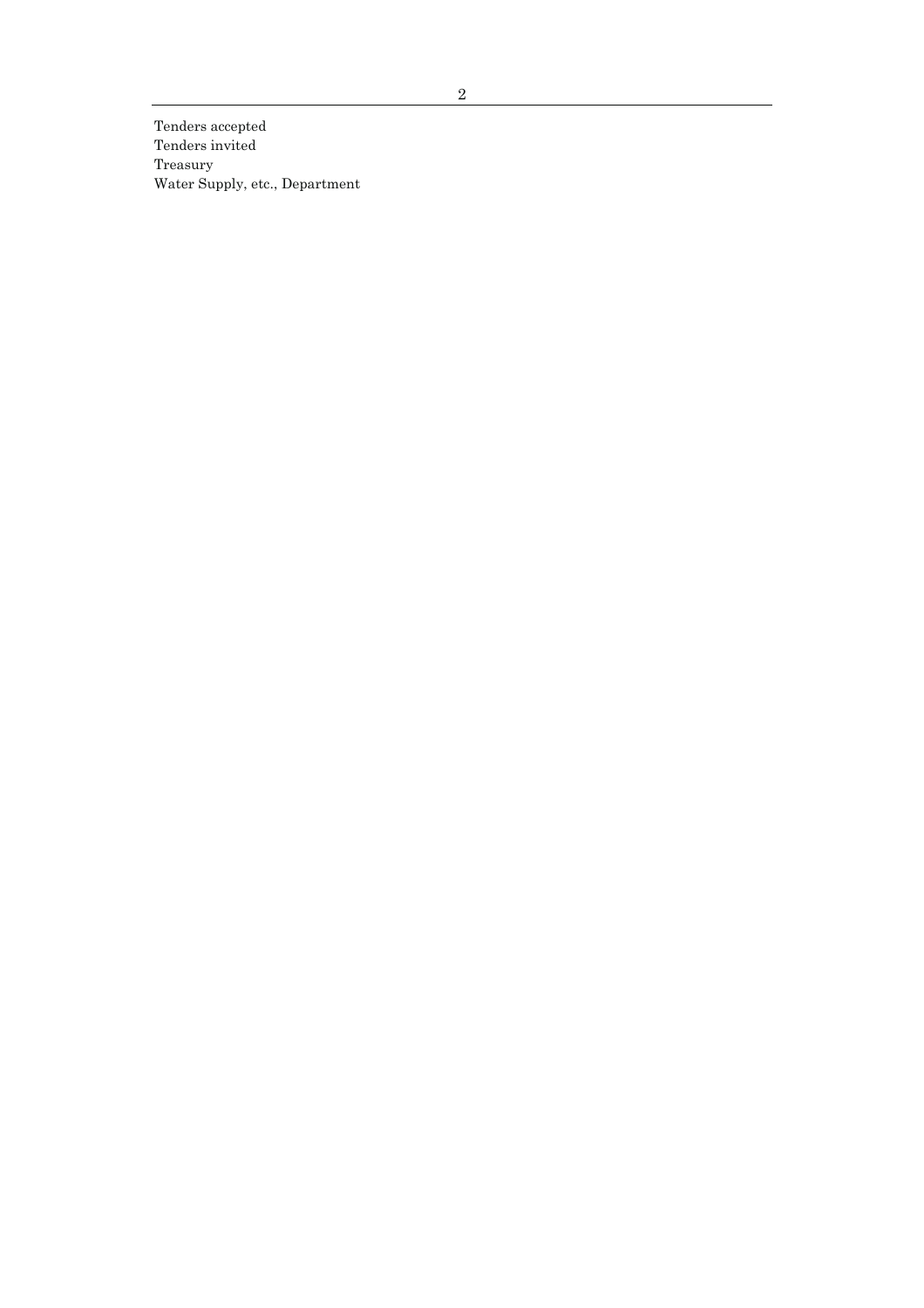Tenders accepted
Tenders invited
Treasury
Water Supply, etc., Department